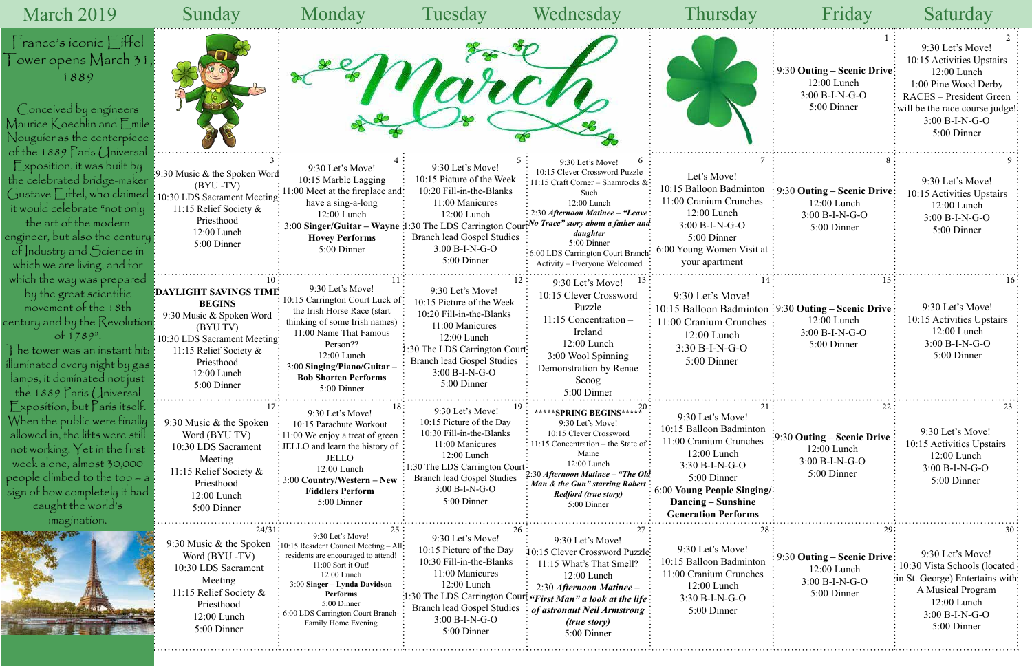# March 2019

**France's iconic Eiffel Tower opens March 31, 1889**

Conceived by engineers Maurice Koechlin and Emile Nouguier as the centerpiece of the 1889 Paris Universal Exposition, it was built by the celebrated bridge-maker Gustave Eiffel, who claimed it would celebrate "not only the art of the modern engineer, but also the century of Industry and Science in which we are living, and for which the way was prepared by the great scientific movement of the 18th century and by the Revolution of 1789".

The tower was an instant hit: illuminated every night by gas lamps, it dominated not just the 1889 Paris Universal Exposition, but Paris itself. When the public were finally allowed in, the lifts were still not working. Yet in the first week alone, almost 30,000 people climbed to the top – a sign of how completely it had caught the world's imagination.

| Sunday | Monday | Tuesday | Wednesday | Thursday | Friday | Saturday |
|---|---|---|---|---|---|---|
| | March | | | | **1**<br>9:30 **Outing – Scenic Drive**<br>12:00 Lunch<br>3:00 B-I-N-G-O<br>5:00 Dinner | **2**<br>9:30 Let's Move!<br>10:15 Activities Upstairs<br>12:00 Lunch<br>1:00 Pine Wood Derby RACES – President Green will be the race course judge!<br>3:00 B-I-N-G-O<br>5:00 Dinner |
| **3**<br>9:30 Music & the Spoken Word (BYU -TV)<br>10:30 LDS Sacrament Meeting<br>11:15 Relief Society & Priesthood<br>12:00 Lunch<br>5:00 Dinner | **4**<br>9:30 Let's Move!<br>10:15 Marble Lagging<br>11:00 Meet at the fireplace and have a sing-a-long<br>12:00 Lunch<br>3:00 **Singer/Guitar – Wayne Hovey Performs**<br>5:00 Dinner | **5**<br>9:30 Let's Move!<br>10:15 Picture of the Week<br>10:20 Fill-in-the-Blanks<br>11:00 Manicures<br>12:00 Lunch<br>1:30 The LDS Carrington Court Branch lead Gospel Studies<br>3:00 B-I-N-G-O<br>5:00 Dinner | **6**<br>9:30 Let's Move!<br>10:15 Clever Crossword Puzzle<br>11:15 Craft Corner – Shamrocks & Such<br>12:00 Lunch<br>2:30 ***Afternoon Matinee – "Leave No Trace" story about a father and daughter***<br>5:00 Dinner<br>6:00 LDS Carrington Court Branch Activity – Everyone Welcomed | **7**<br>Let's Move!<br>10:15 Balloon Badminton<br>11:00 Cranium Crunches<br>12:00 Lunch<br>3:00 B-I-N-G-O<br>5:00 Dinner<br>6:00 Young Women Visit at your apartment | **8**<br>9:30 **Outing – Scenic Drive**<br>12:00 Lunch<br>3:00 B-I-N-G-O<br>5:00 Dinner | **9**<br>9:30 Let's Move!<br>10:15 Activities Upstairs<br>12:00 Lunch<br>3:00 B-I-N-G-O<br>5:00 Dinner |
| **10**<br>**DAYLIGHT SAVINGS TIME BEGINS**<br>9:30 Music & Spoken Word (BYU TV)<br>10:30 LDS Sacrament Meeting<br>11:15 Relief Society & Priesthood<br>12:00 Lunch<br>5:00 Dinner | **11**<br>9:30 Let's Move!<br>10:15 Carrington Court Luck of the Irish Horse Race (start thinking of some Irish names)<br>11:00 Name That Famous Person??<br>12:00 Lunch<br>3:00 **Singing/Piano/Guitar – Bob Shorten Performs**<br>5:00 Dinner | **12**<br>9:30 Let's Move!<br>10:15 Picture of the Week<br>10:20 Fill-in-the-Blanks<br>11:00 Manicures<br>12:00 Lunch<br>1:30 The LDS Carrington Court Branch lead Gospel Studies<br>3:00 B-I-N-G-O<br>5:00 Dinner | **13**<br>9:30 Let's Move!<br>10:15 Clever Crossword Puzzle<br>11:15 Concentration – Ireland<br>12:00 Lunch<br>3:00 Wool Spinning Demonstration by Renae Scoog<br>5:00 Dinner | **14**<br>9:30 Let's Move!<br>10:15 Balloon Badminton<br>11:00 Cranium Crunches<br>12:00 Lunch<br>3:30 B-I-N-G-O<br>5:00 Dinner | **15**<br>9:30 **Outing – Scenic Drive**<br>12:00 Lunch<br>3:00 B-I-N-G-O<br>5:00 Dinner | **16**<br>9:30 Let's Move!<br>10:15 Activities Upstairs<br>12:00 Lunch<br>3:00 B-I-N-G-O<br>5:00 Dinner |
| **17**<br>9:30 Music & the Spoken Word (BYU TV)<br>10:30 LDS Sacrament Meeting<br>11:15 Relief Society & Priesthood<br>12:00 Lunch<br>5:00 Dinner | **18**<br>9:30 Let's Move!<br>10:15 Parachute Workout<br>11:00 We enjoy a treat of green JELLO and learn the history of JELLO<br>12:00 Lunch<br>3:00 **Country/Western – New Fiddlers Perform**<br>5:00 Dinner | **19**<br>9:30 Let's Move!<br>10:15 Picture of the Day<br>10:30 Fill-in-the-Blanks<br>11:00 Manicures<br>12:00 Lunch<br>1:30 The LDS Carrington Court Branch lead Gospel Studies<br>3:00 B-I-N-G-O<br>5:00 Dinner | **20**<br>*****SPRING BEGINS*****<br>9:30 Let's Move!<br>10:15 Clever Crossword<br>11:15 Concentration – the State of Maine<br>12:00 Lunch<br>2:30 ***Afternoon Matinee – "The Old Man & the Gun" starring Robert Redford (true story)***<br>5:00 Dinner | **21**<br>9:30 Let's Move!<br>10:15 Balloon Badminton<br>11:00 Cranium Crunches<br>12:00 Lunch<br>3:30 B-I-N-G-O<br>5:00 Dinner<br>6:00 **Young People Singing/ Dancing – Sunshine Generation Performs** | **22**<br>9:30 **Outing – Scenic Drive**<br>12:00 Lunch<br>3:00 B-I-N-G-O<br>5:00 Dinner | **23**<br>9:30 Let's Move!<br>10:15 Activities Upstairs<br>12:00 Lunch<br>3:00 B-I-N-G-O<br>5:00 Dinner |
| **24/31**<br>9:30 Music & the Spoken Word (BYU -TV)<br>10:30 LDS Sacrament Meeting<br>11:15 Relief Society & Priesthood<br>12:00 Lunch<br>5:00 Dinner | **25**<br>9:30 Let's Move!<br>10:15 Resident Council Meeting – All residents are encouraged to attend!<br>11:00 Sort it Out!<br>12:00 Lunch<br>3:00 **Singer – Lynda Davidson Performs**<br>5:00 Dinner<br>6:00 LDS Carrington Court Branch- Family Home Evening | **26**<br>9:30 Let's Move!<br>10:15 Picture of the Day<br>10:30 Fill-in-the-Blanks<br>11:00 Manicures<br>12:00 Lunch<br>1:30 The LDS Carrington Court Branch lead Gospel Studies<br>3:00 B-I-N-G-O<br>5:00 Dinner | **27**<br>9:30 Let's Move!<br>10:15 Clever Crossword Puzzle<br>11:15 What's That Smell?<br>12:00 Lunch<br>2:30 ***Afternoon Matinee – "First Man" a look at the life of astronaut Neil Armstrong (true story)***<br>5:00 Dinner | **28**<br>9:30 Let's Move!<br>10:15 Balloon Badminton<br>11:00 Cranium Crunches<br>12:00 Lunch<br>3:30 B-I-N-G-O<br>5:00 Dinner | **29**<br>9:30 **Outing – Scenic Drive**<br>12:00 Lunch<br>3:00 B-I-N-G-O<br>5:00 Dinner | **30**<br>9:30 Let's Move!<br>10:30 Vista Schools (located in St. George) Entertains with A Musical Program<br>12:00 Lunch<br>3:00 B-I-N-G-O<br>5:00 Dinner |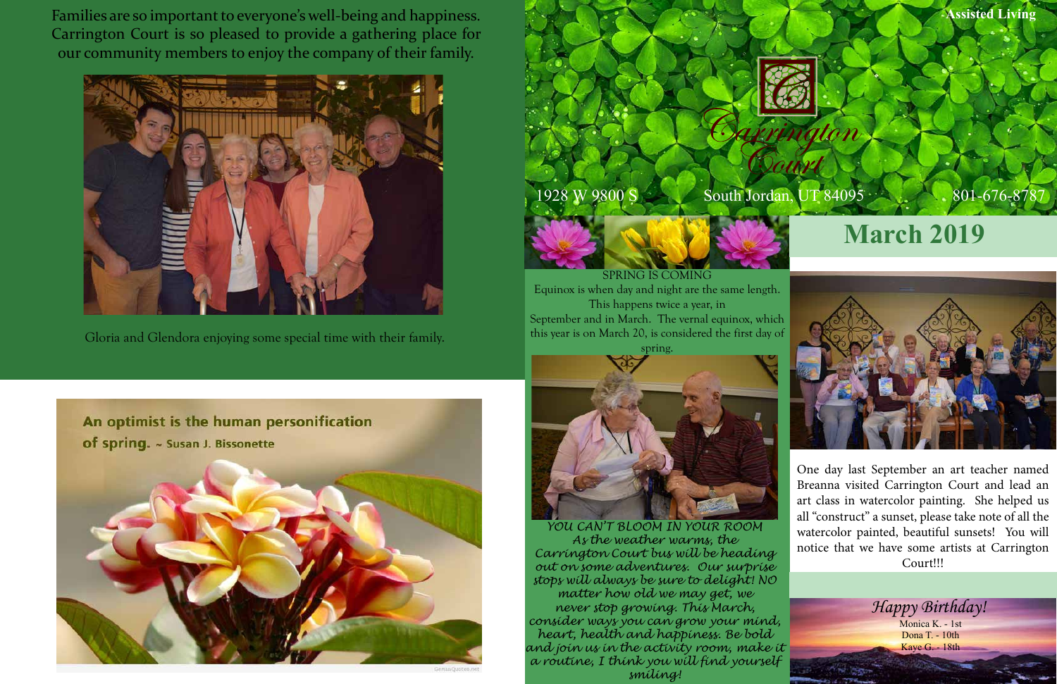Families are so important to everyone's well-being and happiness. Carrington Court is so pleased to provide a gathering place for our community members to enjoy the company of their family.

Gloria and Glendora enjoying some special time with their family.

An optimist is the human personification of spring. ~ Susan J. Bissonette

Assisted Living

Carrington Court

1928 W 9800 S South Jordan, UT 84095 801-676-8787

# March 2019

SPRING IS COMING

Equinox is when day and night are the same length. This happens twice a year, in September and in March. The vernal equinox, which this year is on March 20, is considered the first day of spring.

*YOU CAN'T BLOOM IN YOUR ROOM*

*As the weather warms, the Carrington Court bus will be heading out on some adventures. Our surprise stops will always be sure to delight! NO matter how old we may get, we never stop growing. This March, consider ways you can grow your mind, heart, health and happiness. Be bold and join us in the activity room, make it a routine, I think you will find yourself smiling!*

One day last September an art teacher named Breanna visited Carrington Court and lead an art class in watercolor painting. She helped us all "construct" a sunset, please take note of all the watercolor painted, beautiful sunsets! You will notice that we have some artists at Carrington Court!!!

*Happy Birthday!*

Monica K. - 1st
Dona T. - 10th
Kaye G. - 18th